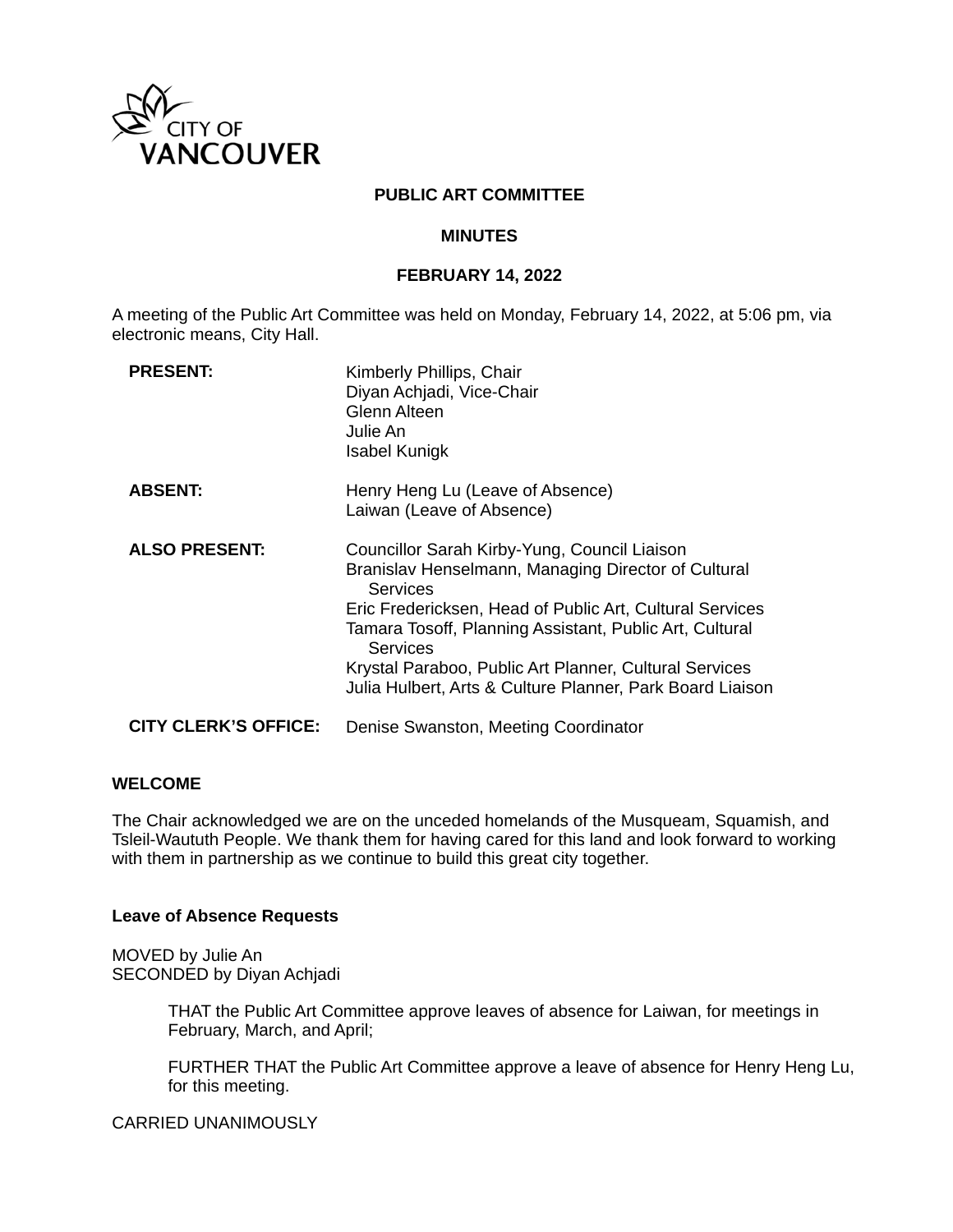CITY OF VANCOUVER

# PUBLIC ART COMMITTEE

## MINUTES

## FEBRUARY 14, 2022

A meeting of the Public Art Committee was held on Monday, February 14, 2022, at 5:06 pm, via electronic means, City Hall.

| | |
|---|---|
| **PRESENT:** | Kimberly Phillips, Chair<br>Diyan Achjadi, Vice-Chair<br>Glenn Alteen<br>Julie An<br>Isabel Kunigk |
| **ABSENT:** | Henry Heng Lu (Leave of Absence)<br>Laiwan (Leave of Absence) |
| **ALSO PRESENT:** | Councillor Sarah Kirby-Yung, Council Liaison<br>Branislav Henselmann, Managing Director of Cultural Services<br>Eric Fredericksen, Head of Public Art, Cultural Services<br>Tamara Tosoff, Planning Assistant, Public Art, Cultural Services<br>Krystal Paraboo, Public Art Planner, Cultural Services<br>Julia Hulbert, Arts & Culture Planner, Park Board Liaison |
| **CITY CLERK'S OFFICE:** | Denise Swanston, Meeting Coordinator |

### WELCOME

The Chair acknowledged we are on the unceded homelands of the Musqueam, Squamish, and Tsleil-Waututh People. We thank them for having cared for this land and look forward to working with them in partnership as we continue to build this great city together.

### Leave of Absence Requests

MOVED by Julie An
SECONDED by Diyan Achjadi

> THAT the Public Art Committee approve leaves of absence for Laiwan, for meetings in February, March, and April;
>
> FURTHER THAT the Public Art Committee approve a leave of absence for Henry Heng Lu, for this meeting.

CARRIED UNANIMOUSLY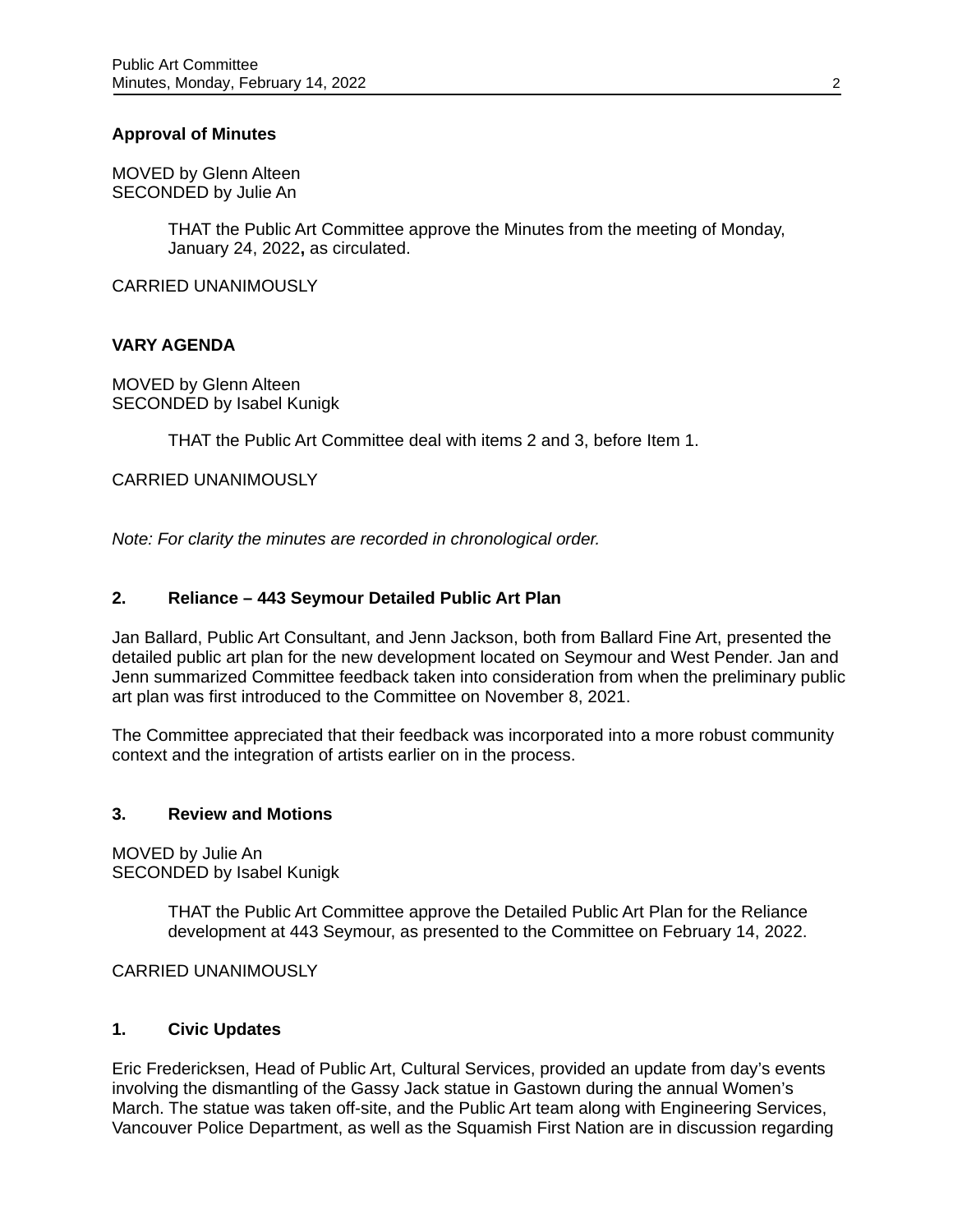**Approval of Minutes**

MOVED by Glenn Alteen
SECONDED by Julie An

> THAT the Public Art Committee approve the Minutes from the meeting of Monday, January 24, 2022**,** as circulated.

CARRIED UNANIMOUSLY

**VARY AGENDA**

MOVED by Glenn Alteen
SECONDED by Isabel Kunigk

> THAT the Public Art Committee deal with items 2 and 3, before Item 1.

CARRIED UNANIMOUSLY

*Note: For clarity the minutes are recorded in chronological order.*

**2. Reliance – 443 Seymour Detailed Public Art Plan**

Jan Ballard, Public Art Consultant, and Jenn Jackson, both from Ballard Fine Art, presented the detailed public art plan for the new development located on Seymour and West Pender. Jan and Jenn summarized Committee feedback taken into consideration from when the preliminary public art plan was first introduced to the Committee on November 8, 2021.

The Committee appreciated that their feedback was incorporated into a more robust community context and the integration of artists earlier on in the process.

**3. Review and Motions**

MOVED by Julie An
SECONDED by Isabel Kunigk

> THAT the Public Art Committee approve the Detailed Public Art Plan for the Reliance development at 443 Seymour, as presented to the Committee on February 14, 2022.

CARRIED UNANIMOUSLY

**1. Civic Updates**

Eric Fredericksen, Head of Public Art, Cultural Services, provided an update from day's events involving the dismantling of the Gassy Jack statue in Gastown during the annual Women's March. The statue was taken off-site, and the Public Art team along with Engineering Services, Vancouver Police Department, as well as the Squamish First Nation are in discussion regarding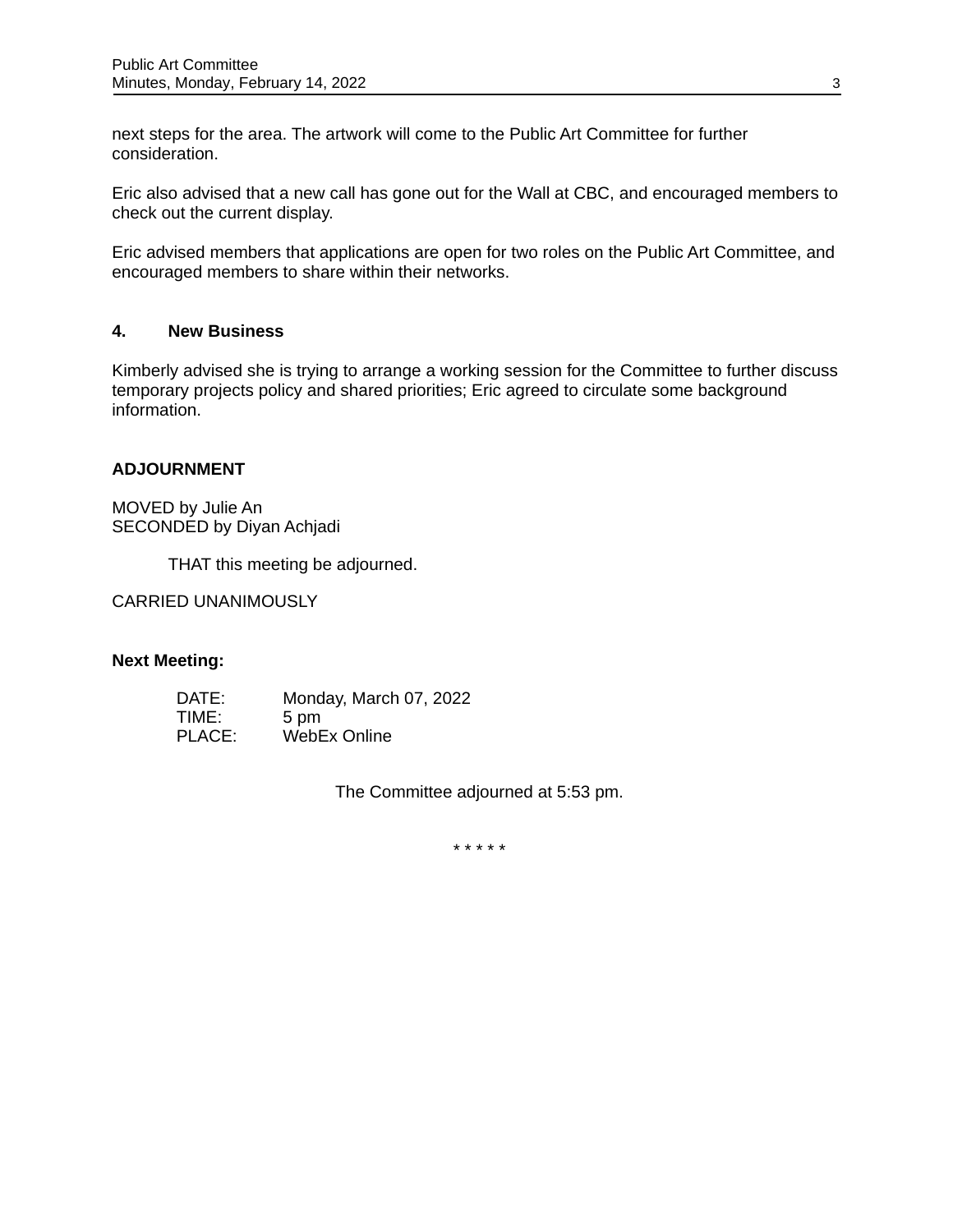next steps for the area. The artwork will come to the Public Art Committee for further consideration.

Eric also advised that a new call has gone out for the Wall at CBC, and encouraged members to check out the current display.

Eric advised members that applications are open for two roles on the Public Art Committee, and encouraged members to share within their networks.

## 4. New Business

Kimberly advised she is trying to arrange a working session for the Committee to further discuss temporary projects policy and shared priorities; Eric agreed to circulate some background information.

## ADJOURNMENT

MOVED by Julie An
SECONDED by Diyan Achjadi

THAT this meeting be adjourned.

CARRIED UNANIMOUSLY

**Next Meeting:**

DATE: Monday, March 07, 2022
TIME: 5 pm
PLACE: WebEx Online

The Committee adjourned at 5:53 pm.

* * * * *